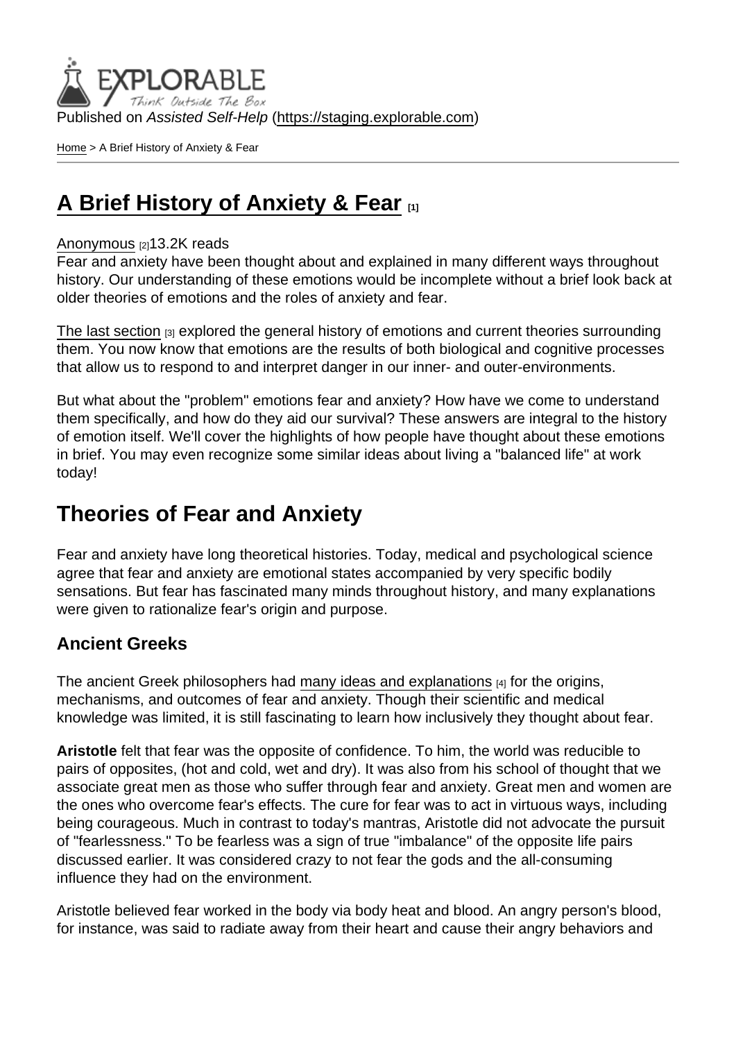Published on *Assisted Self-Help* (https://staging.explorable.com)

Home > A Brief History of Anxiety & Fear

# A Brief History of Anxiety & Fear [1]

Anonymous [2] 13.2K reads

Fear and anxiety have been thought about and explained in many different ways throughout history. Our understanding of these emotions would be incomplete without a brief look back at older theories of emotions and the roles of anxiety and fear.

The last section [3] explored the general history of emotions and current theories surrounding them. You now know that emotions are the results of both biological and cognitive processes that allow us to respond to and interpret danger in our inner- and outer-environments.

But what about the "problem" emotions fear and anxiety? How have we come to understand them specifically, and how do they aid our survival? These answers are integral to the history of emotion itself. We'll cover the highlights of how people have thought about these emotions in brief. You may even recognize some similar ideas about living a "balanced life" at work today!

## Theories of Fear and Anxiety

Fear and anxiety have long theoretical histories. Today, medical and psychological science agree that fear and anxiety are emotional states accompanied by very specific bodily sensations. But fear has fascinated many minds throughout history, and many explanations were given to rationalize fear's origin and purpose.

### Ancient Greeks

The ancient Greek philosophers had many ideas and explanations [4] for the origins, mechanisms, and outcomes of fear and anxiety. Though their scientific and medical knowledge was limited, it is still fascinating to learn how inclusively they thought about fear.

**Aristotle** felt that fear was the opposite of confidence. To him, the world was reducible to pairs of opposites, (hot and cold, wet and dry). It was also from his school of thought that we associate great men as those who suffer through fear and anxiety. Great men and women are the ones who overcome fear's effects. The cure for fear was to act in virtuous ways, including being courageous. Much in contrast to today's mantras, Aristotle did not advocate the pursuit of "fearlessness." To be fearless was a sign of true "imbalance" of the opposite life pairs discussed earlier. It was considered crazy to not fear the gods and the all-consuming influence they had on the environment.

Aristotle believed fear worked in the body via body heat and blood. An angry person's blood, for instance, was said to radiate away from their heart and cause their angry behaviors and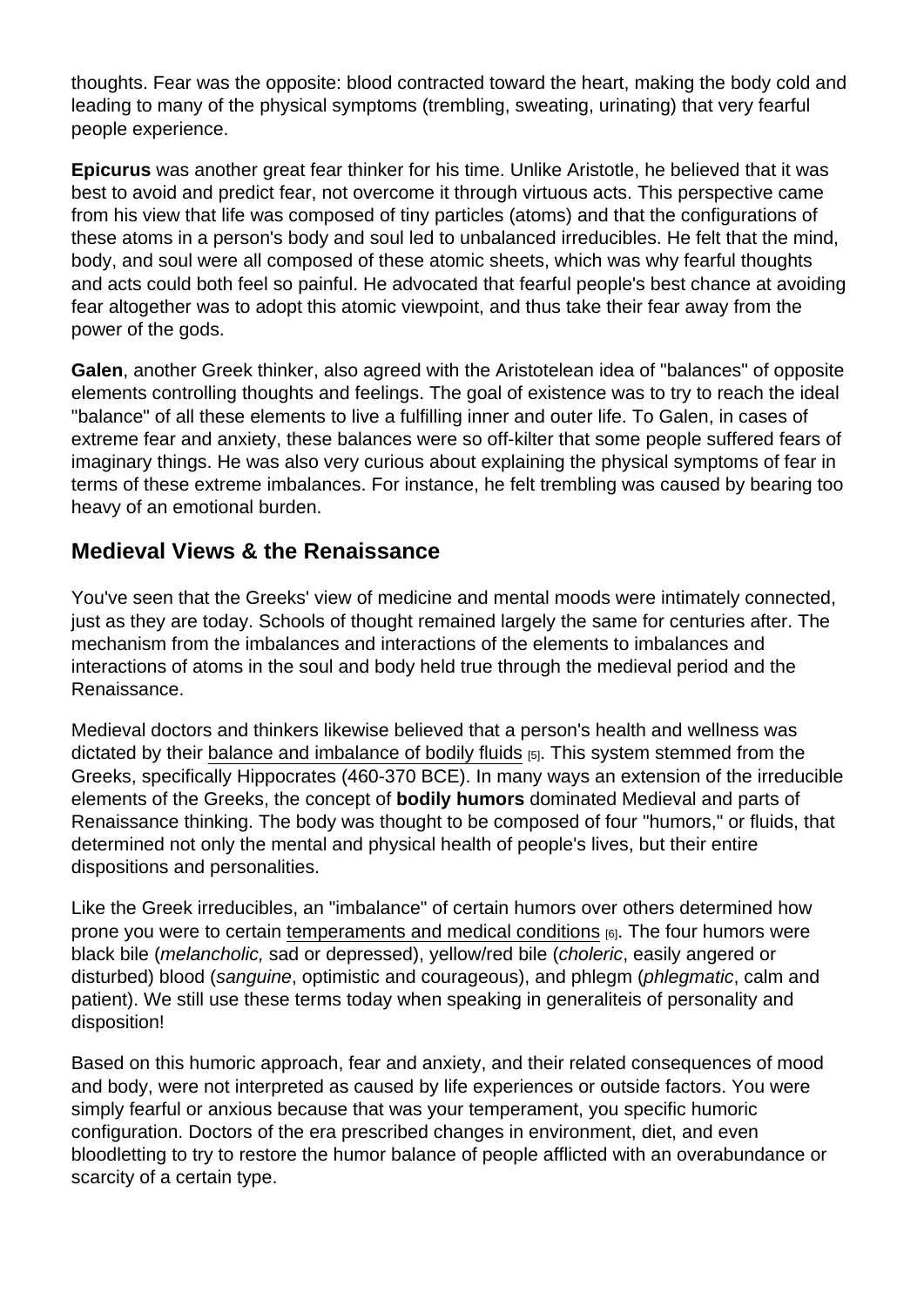thoughts. Fear was the opposite: blood contracted toward the heart, making the body cold and leading to many of the physical symptoms (trembling, sweating, urinating) that very fearful people experience.

**Epicurus** was another great fear thinker for his time. Unlike Aristotle, he believed that it was best to avoid and predict fear, not overcome it through virtuous acts. This perspective came from his view that life was composed of tiny particles (atoms) and that the configurations of these atoms in a person's body and soul led to unbalanced irreducibles. He felt that the mind, body, and soul were all composed of these atomic sheets, which was why fearful thoughts and acts could both feel so painful. He advocated that fearful people's best chance at avoiding fear altogether was to adopt this atomic viewpoint, and thus take their fear away from the power of the gods.

**Galen**, another Greek thinker, also agreed with the Aristotelean idea of "balances" of opposite elements controlling thoughts and feelings. The goal of existence was to try to reach the ideal "balance" of all these elements to live a fulfilling inner and outer life. To Galen, in cases of extreme fear and anxiety, these balances were so off-kilter that some people suffered fears of imaginary things. He was also very curious about explaining the physical symptoms of fear in terms of these extreme imbalances. For instance, he felt trembling was caused by bearing too heavy of an emotional burden.

## Medieval Views & the Renaissance

You've seen that the Greeks' view of medicine and mental moods were intimately connected, just as they are today. Schools of thought remained largely the same for centuries after. The mechanism from the imbalances and interactions of the elements to imbalances and interactions of atoms in the soul and body held true through the medieval period and the Renaissance.

Medieval doctors and thinkers likewise believed that a person's health and wellness was dictated by their balance and imbalance of bodily fluids [5]. This system stemmed from the Greeks, specifically Hippocrates (460-370 BCE). In many ways an extension of the irreducible elements of the Greeks, the concept of **bodily humors** dominated Medieval and parts of Renaissance thinking. The body was thought to be composed of four "humors," or fluids, that determined not only the mental and physical health of people's lives, but their entire dispositions and personalities.

Like the Greek irreducibles, an "imbalance" of certain humors over others determined how prone you were to certain temperaments and medical conditions [6]. The four humors were black bile (*melancholic,* sad or depressed), yellow/red bile (*choleric*, easily angered or disturbed) blood (*sanguine*, optimistic and courageous), and phlegm (*phlegmatic*, calm and patient). We still use these terms today when speaking in generaliteis of personality and disposition!

Based on this humoric approach, fear and anxiety, and their related consequences of mood and body, were not interpreted as caused by life experiences or outside factors. You were simply fearful or anxious because that was your temperament, you specific humoric configuration. Doctors of the era prescribed changes in environment, diet, and even bloodletting to try to restore the humor balance of people afflicted with an overabundance or scarcity of a certain type.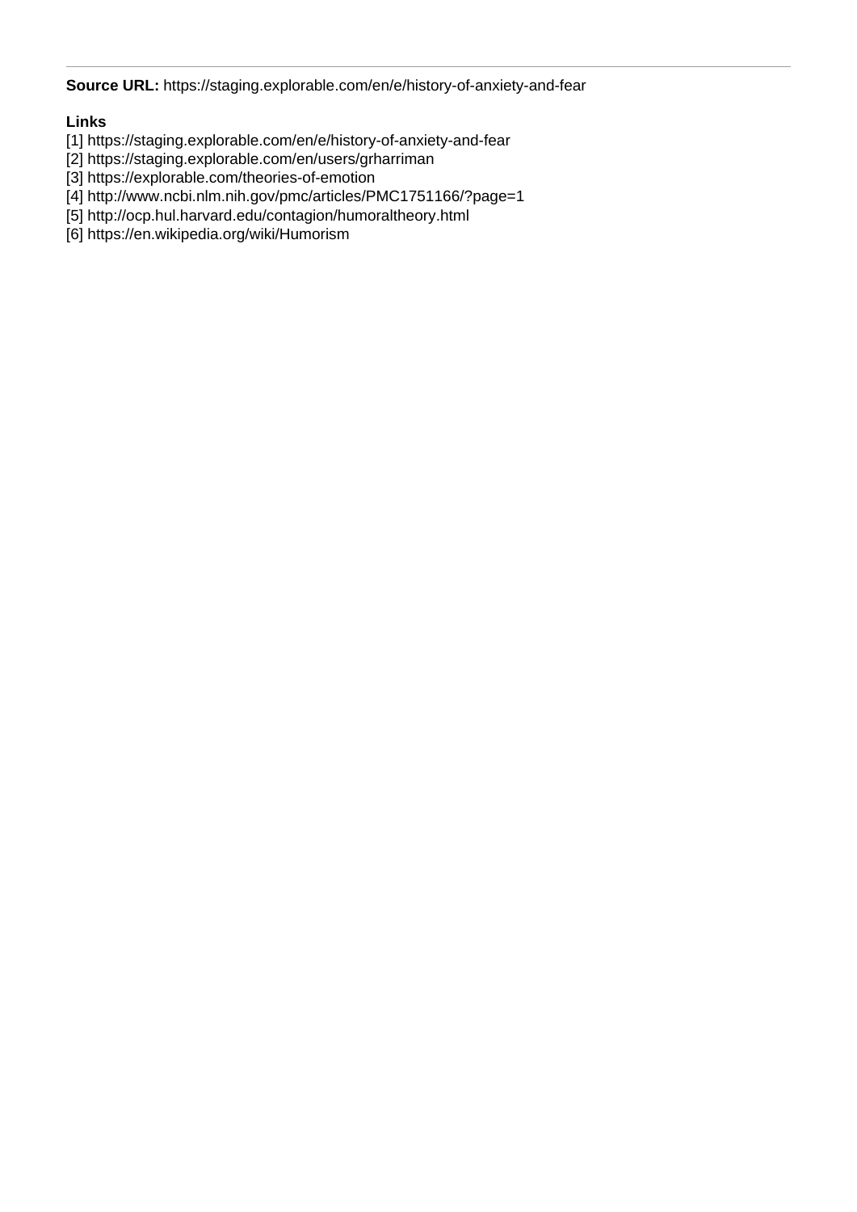**Source URL:** https://staging.explorable.com/en/e/history-of-anxiety-and-fear

**Links**

[1] https://staging.explorable.com/en/e/history-of-anxiety-and-fear
[2] https://staging.explorable.com/en/users/grharriman
[3] https://explorable.com/theories-of-emotion
[4] http://www.ncbi.nlm.nih.gov/pmc/articles/PMC1751166/?page=1
[5] http://ocp.hul.harvard.edu/contagion/humoraltheory.html
[6] https://en.wikipedia.org/wiki/Humorism